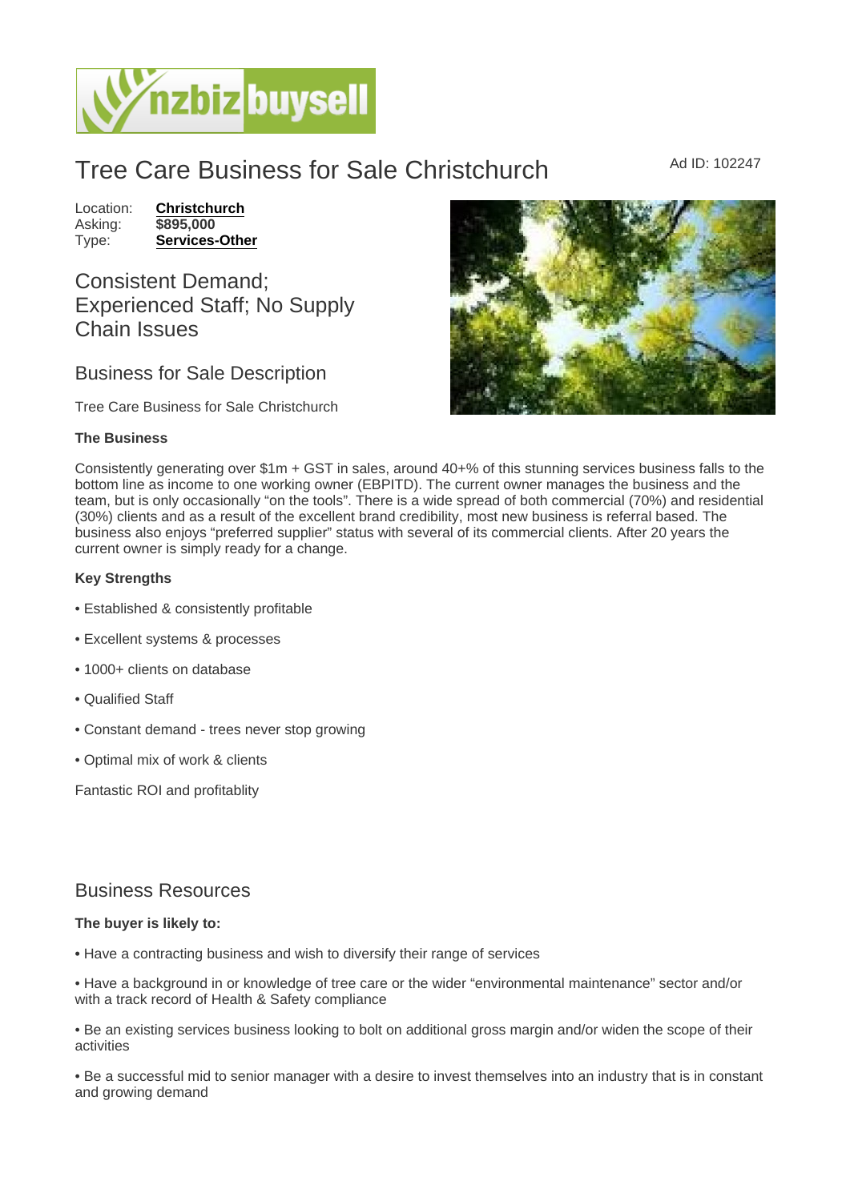# Tree Care Business for Sale Christchurch

Ad ID: 102247

Location: **Christchurch**
Asking: **$895,000**
Type: **Services-Other**

## Consistent Demand; Experienced Staff; No Supply Chain Issues

## Business for Sale Description

Tree Care Business for Sale Christchurch

**The Business**

Consistently generating over $1m + GST in sales, around 40+% of this stunning services business falls to the bottom line as income to one working owner (EBPITD). The current owner manages the business and the team, but is only occasionally "on the tools". There is a wide spread of both commercial (70%) and residential (30%) clients and as a result of the excellent brand credibility, most new business is referral based. The business also enjoys "preferred supplier" status with several of its commercial clients. After 20 years the current owner is simply ready for a change.

**Key Strengths**

• Established & consistently profitable

• Excellent systems & processes

• 1000+ clients on database

• Qualified Staff

• Constant demand - trees never stop growing

• Optimal mix of work & clients

Fantastic ROI and profitablity

## Business Resources

**The buyer is likely to:**

• Have a contracting business and wish to diversify their range of services

• Have a background in or knowledge of tree care or the wider "environmental maintenance" sector and/or with a track record of Health & Safety compliance

• Be an existing services business looking to bolt on additional gross margin and/or widen the scope of their activities

• Be a successful mid to senior manager with a desire to invest themselves into an industry that is in constant and growing demand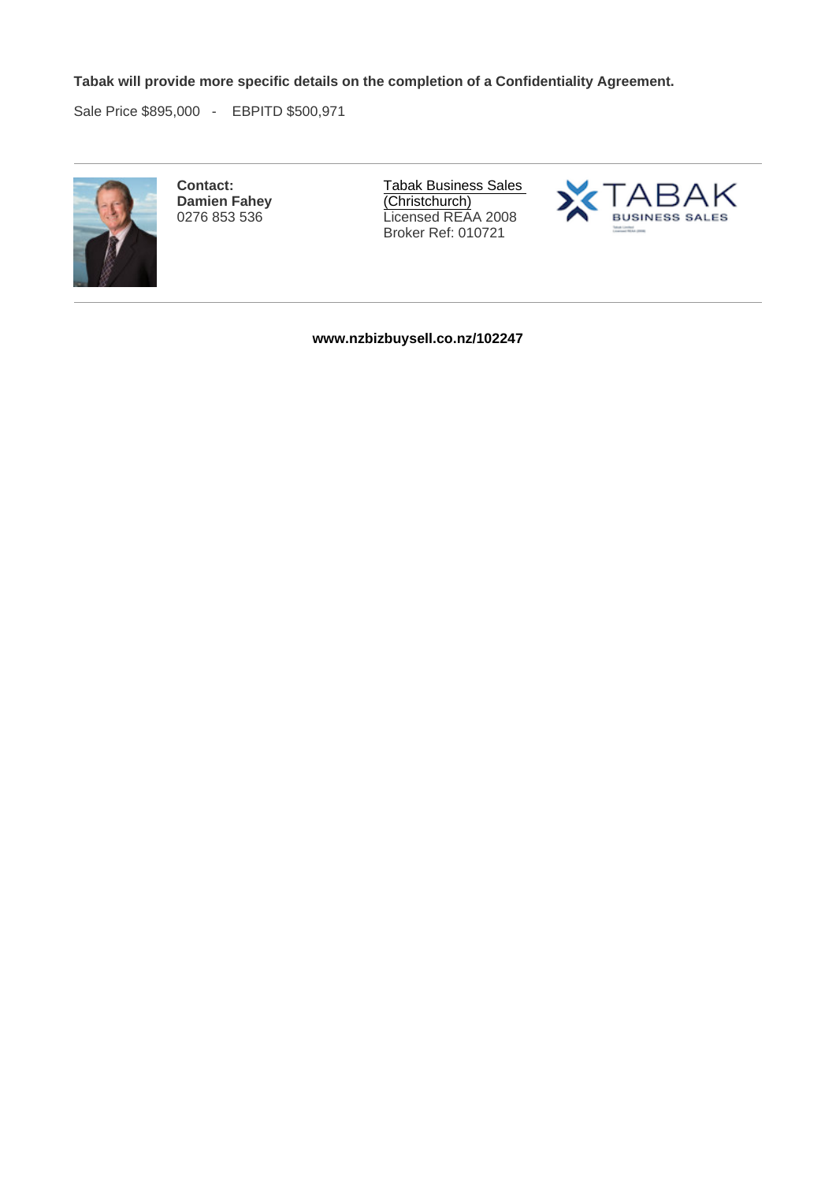**Tabak will provide more specific details on the completion of a Confidentiality Agreement.**

Sale Price $895,000 - EBPITD $500,971

---

**Contact:**
**Damien Fahey**
0276 853 536

Tabak Business Sales (Christchurch)
Licensed REAA 2008
Broker Ref: 010721

TABAK
BUSINESS SALES

---

**www.nzbizbuysell.co.nz/102247**